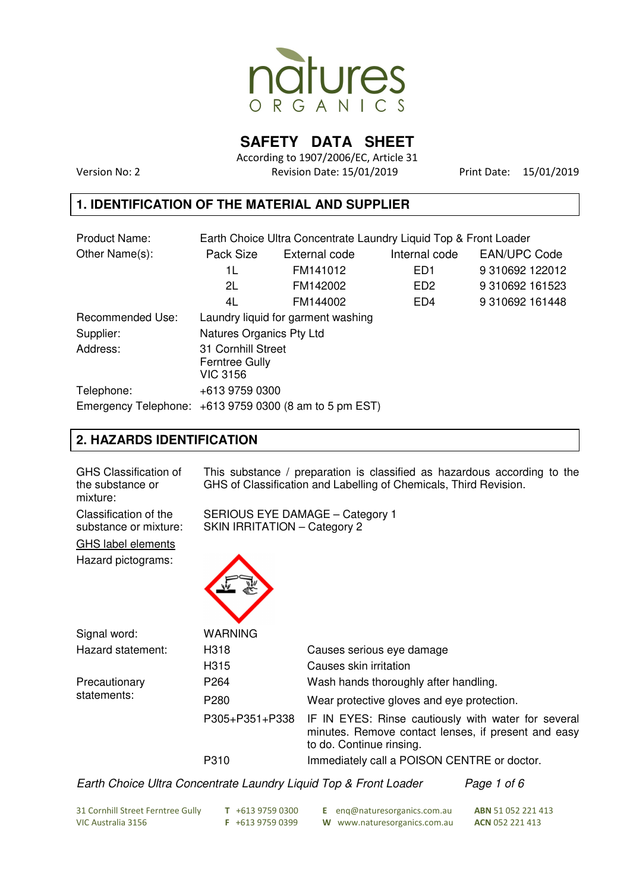natures
ORGANICS

# SAFETY DATA SHEET

According to 1907/2006/EC, Article 31

Version No: 2 Revision Date: 15/01/2019 Print Date: 15/01/2019

## 1. IDENTIFICATION OF THE MATERIAL AND SUPPLIER

Product Name: Earth Choice Ultra Concentrate Laundry Liquid Top & Front Loader

Other Name(s):

| Pack Size | External code | Internal code | EAN/UPC Code |
|---|---|---|---|
| 1L | FM141012 | ED1 | 9 310692 122012 |
| 2L | FM142002 | ED2 | 9 310692 161523 |
| 4L | FM144002 | ED4 | 9 310692 161448 |

Recommended Use: Laundry liquid for garment washing

Supplier: Natures Organics Pty Ltd

Address: 31 Cornhill Street
Ferntree Gully
VIC 3156

Telephone: +613 9759 0300

Emergency Telephone: +613 9759 0300 (8 am to 5 pm EST)

## 2. HAZARDS IDENTIFICATION

GHS Classification of the substance or mixture: This substance / preparation is classified as hazardous according to the GHS of Classification and Labelling of Chemicals, Third Revision.

Classification of the substance or mixture: SERIOUS EYE DAMAGE – Category 1
SKIN IRRITATION – Category 2

GHS label elements

Hazard pictograms:

Signal word: WARNING

| | | |
|---|---|---|
| Hazard statement: | H318 | Causes serious eye damage |
| | H315 | Causes skin irritation |
| Precautionary statements: | P264 | Wash hands thoroughly after handling. |
| | P280 | Wear protective gloves and eye protection. |
| | P305+P351+P338 | IF IN EYES: Rinse cautiously with water for several minutes. Remove contact lenses, if present and easy to do. Continue rinsing. |
| | P310 | Immediately call a POISON CENTRE or doctor. |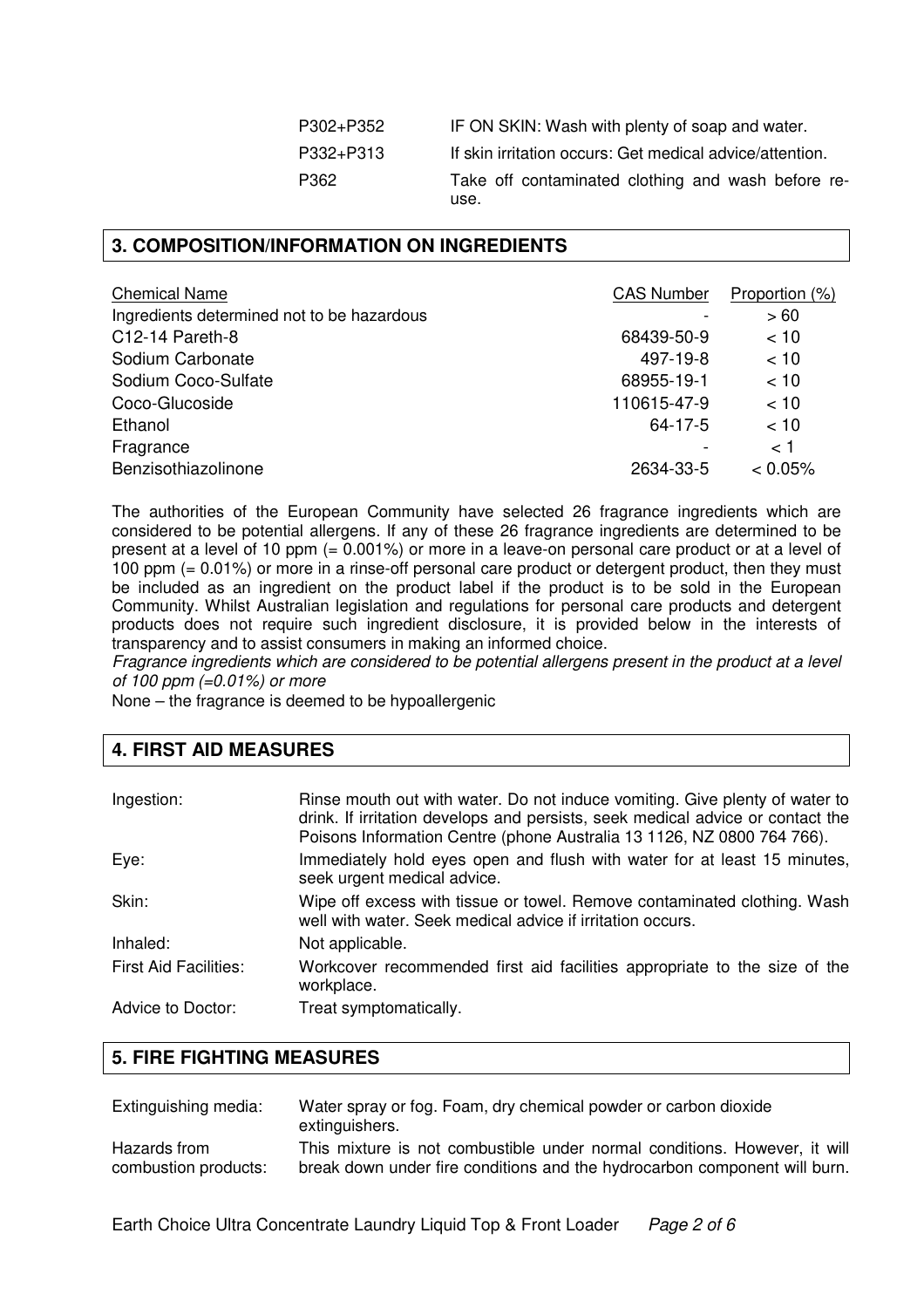| | |
|---|---|
| P302+P352 | IF ON SKIN: Wash with plenty of soap and water. |
| P332+P313 | If skin irritation occurs: Get medical advice/attention. |
| P362 | Take off contaminated clothing and wash before re-use. |

## 3. COMPOSITION/INFORMATION ON INGREDIENTS

| Chemical Name | CAS Number | Proportion (%) |
|---|---|---|
| Ingredients determined not to be hazardous | - | > 60 |
| C12-14 Pareth-8 | 68439-50-9 | < 10 |
| Sodium Carbonate | 497-19-8 | < 10 |
| Sodium Coco-Sulfate | 68955-19-1 | < 10 |
| Coco-Glucoside | 110615-47-9 | < 10 |
| Ethanol | 64-17-5 | < 10 |
| Fragrance | - | < 1 |
| Benzisothiazolinone | 2634-33-5 | < 0.05% |

The authorities of the European Community have selected 26 fragrance ingredients which are considered to be potential allergens. If any of these 26 fragrance ingredients are determined to be present at a level of 10 ppm (= 0.001%) or more in a leave-on personal care product or at a level of 100 ppm (= 0.01%) or more in a rinse-off personal care product or detergent product, then they must be included as an ingredient on the product label if the product is to be sold in the European Community. Whilst Australian legislation and regulations for personal care products and detergent products does not require such ingredient disclosure, it is provided below in the interests of transparency and to assist consumers in making an informed choice.

*Fragrance ingredients which are considered to be potential allergens present in the product at a level of 100 ppm (=0.01%) or more*

None – the fragrance is deemed to be hypoallergenic

## 4. FIRST AID MEASURES

| | |
|---|---|
| Ingestion: | Rinse mouth out with water. Do not induce vomiting. Give plenty of water to drink. If irritation develops and persists, seek medical advice or contact the Poisons Information Centre (phone Australia 13 1126, NZ 0800 764 766). |
| Eye: | Immediately hold eyes open and flush with water for at least 15 minutes, seek urgent medical advice. |
| Skin: | Wipe off excess with tissue or towel. Remove contaminated clothing. Wash well with water. Seek medical advice if irritation occurs. |
| Inhaled: | Not applicable. |
| First Aid Facilities: | Workcover recommended first aid facilities appropriate to the size of the workplace. |
| Advice to Doctor: | Treat symptomatically. |

## 5. FIRE FIGHTING MEASURES

| | |
|---|---|
| Extinguishing media: | Water spray or fog. Foam, dry chemical powder or carbon dioxide extinguishers. |
| Hazards from combustion products: | This mixture is not combustible under normal conditions. However, it will break down under fire conditions and the hydrocarbon component will burn. |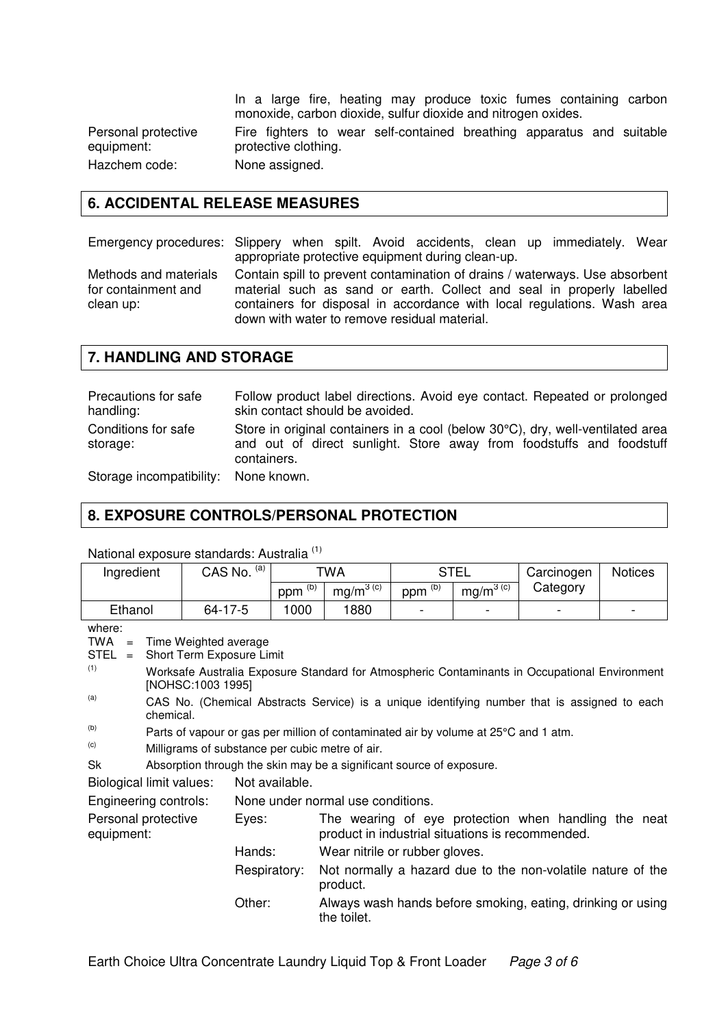In a large fire, heating may produce toxic fumes containing carbon monoxide, carbon dioxide, sulfur dioxide and nitrogen oxides.

Personal protective equipment: Fire fighters to wear self-contained breathing apparatus and suitable protective clothing.

Hazchem code: None assigned.

## 6. ACCIDENTAL RELEASE MEASURES

Emergency procedures: Slippery when spilt. Avoid accidents, clean up immediately. Wear appropriate protective equipment during clean-up.

Methods and materials for containment and clean up: Contain spill to prevent contamination of drains / waterways. Use absorbent material such as sand or earth. Collect and seal in properly labelled containers for disposal in accordance with local regulations. Wash area down with water to remove residual material.

## 7. HANDLING AND STORAGE

Precautions for safe handling: Follow product label directions. Avoid eye contact. Repeated or prolonged skin contact should be avoided.

Conditions for safe storage: Store in original containers in a cool (below 30°C), dry, well-ventilated area and out of direct sunlight. Store away from foodstuffs and foodstuff containers.

Storage incompatibility: None known.

## 8. EXPOSURE CONTROLS/PERSONAL PROTECTION

National exposure standards: Australia [(1)]

| Ingredient | CAS No. [(a)] | TWA | | STEL | | Carcinogen Category | Notices |
|---|---|---|---|---|---|---|---|
| | | ppm [(b)] | $mg/m^3$ [(c)] | ppm [(b)] | $mg/m^3$ [(c)] | | |
| Ethanol | 64-17-5 | 1000 | 1880 | - | - | - | - |

where:

TWA = Time Weighted average

STEL = Short Term Exposure Limit

[(1)] Worksafe Australia Exposure Standard for Atmospheric Contaminants in Occupational Environment [NOHSC:1003 1995]

[(a)] CAS No. (Chemical Abstracts Service) is a unique identifying number that is assigned to each chemical.

[(b)] Parts of vapour or gas per million of contaminated air by volume at 25°C and 1 atm.

[(c)] Milligrams of substance per cubic metre of air.

Sk Absorption through the skin may be a significant source of exposure.

Biological limit values: Not available.

Engineering controls: None under normal use conditions.

Personal protective equipment:

- Eyes: The wearing of eye protection when handling the neat product in industrial situations is recommended.
- Hands: Wear nitrile or rubber gloves.
- Respiratory: Not normally a hazard due to the non-volatile nature of the product.
- Other: Always wash hands before smoking, eating, drinking or using the toilet.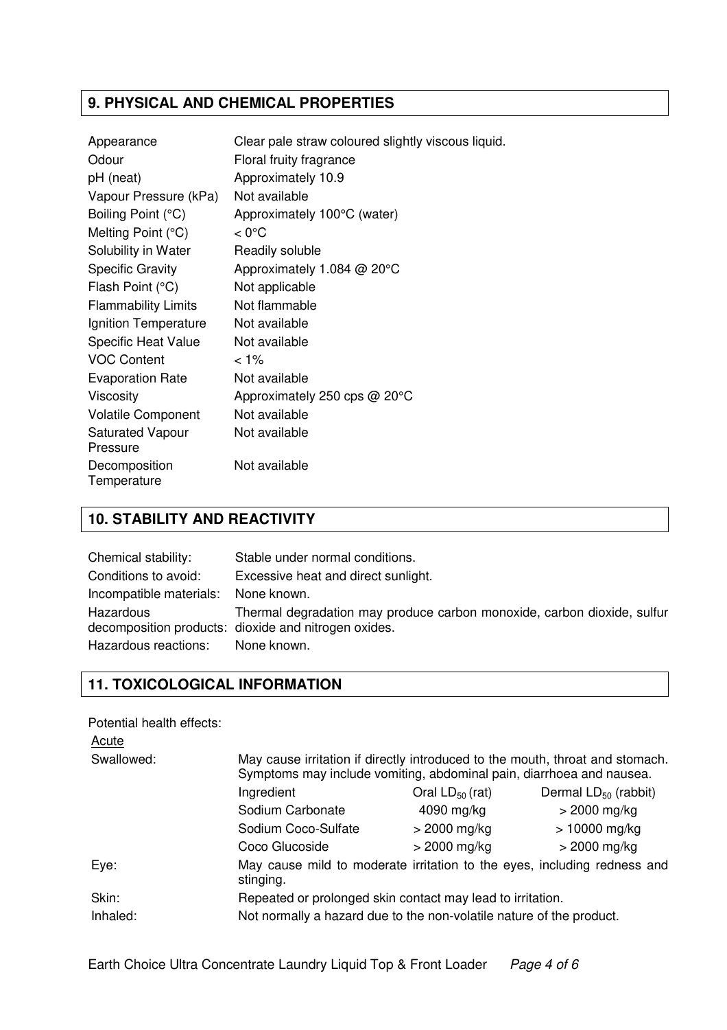## 9. PHYSICAL AND CHEMICAL PROPERTIES

| | |
|---|---|
| Appearance | Clear pale straw coloured slightly viscous liquid. |
| Odour | Floral fruity fragrance |
| pH (neat) | Approximately 10.9 |
| Vapour Pressure (kPa) | Not available |
| Boiling Point (°C) | Approximately 100°C (water) |
| Melting Point (°C) | < 0°C |
| Solubility in Water | Readily soluble |
| Specific Gravity | Approximately 1.084 @ 20°C |
| Flash Point (°C) | Not applicable |
| Flammability Limits | Not flammable |
| Ignition Temperature | Not available |
| Specific Heat Value | Not available |
| VOC Content | < 1% |
| Evaporation Rate | Not available |
| Viscosity | Approximately 250 cps @ 20°C |
| Volatile Component | Not available |
| Saturated Vapour Pressure | Not available |
| Decomposition Temperature | Not available |

## 10. STABILITY AND REACTIVITY

| | |
|---|---|
| Chemical stability: | Stable under normal conditions. |
| Conditions to avoid: | Excessive heat and direct sunlight. |
| Incompatible materials: | None known. |
| Hazardous decomposition products: | Thermal degradation may produce carbon monoxide, carbon dioxide, sulfur dioxide and nitrogen oxides. |
| Hazardous reactions: | None known. |

## 11. TOXICOLOGICAL INFORMATION

Potential health effects:

Acute

Swallowed: May cause irritation if directly introduced to the mouth, throat and stomach. Symptoms may include vomiting, abdominal pain, diarrhoea and nausea.

| Ingredient | Oral $LD_{50}$ (rat) | Dermal $LD_{50}$ (rabbit) |
|---|---|---|
| Sodium Carbonate | 4090 mg/kg | > 2000 mg/kg |
| Sodium Coco-Sulfate | > 2000 mg/kg | > 10000 mg/kg |
| Coco Glucoside | > 2000 mg/kg | > 2000 mg/kg |

Eye: May cause mild to moderate irritation to the eyes, including redness and stinging.

Skin: Repeated or prolonged skin contact may lead to irritation.

Inhaled: Not normally a hazard due to the non-volatile nature of the product.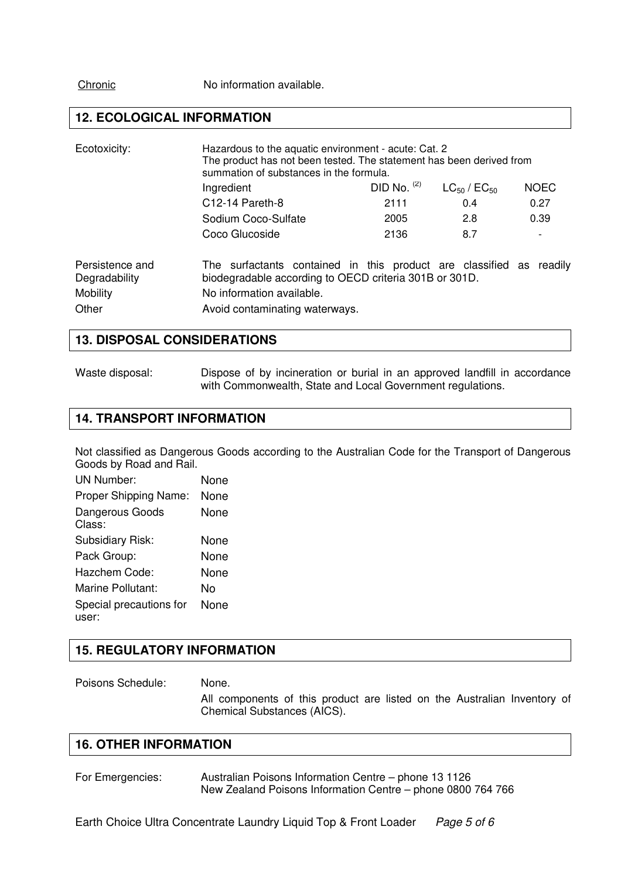Chronic No information available.

## 12. ECOLOGICAL INFORMATION

Ecotoxicity: Hazardous to the aquatic environment - acute: Cat. 2
The product has not been tested. The statement has been derived from summation of substances in the formula.

| Ingredient | DID No. [(2)] | $LC_{50}$ / $EC_{50}$ | NOEC |
|---|---|---|---|
| C12-14 Pareth-8 | 2111 | 0.4 | 0.27 |
| Sodium Coco-Sulfate | 2005 | 2.8 | 0.39 |
| Coco Glucoside | 2136 | 8.7 | - |

Persistence and Degradability: The surfactants contained in this product are classified as readily biodegradable according to OECD criteria 301B or 301D.

Mobility: No information available.

Other: Avoid contaminating waterways.

## 13. DISPOSAL CONSIDERATIONS

Waste disposal: Dispose of by incineration or burial in an approved landfill in accordance with Commonwealth, State and Local Government regulations.

## 14. TRANSPORT INFORMATION

Not classified as Dangerous Goods according to the Australian Code for the Transport of Dangerous Goods by Road and Rail.

| | |
|---|---|
| UN Number: | None |
| Proper Shipping Name: | None |
| Dangerous Goods Class: | None |
| Subsidiary Risk: | None |
| Pack Group: | None |
| Hazchem Code: | None |
| Marine Pollutant: | No |
| Special precautions for user: | None |

## 15. REGULATORY INFORMATION

Poisons Schedule: None.

All components of this product are listed on the Australian Inventory of Chemical Substances (AICS).

## 16. OTHER INFORMATION

For Emergencies: Australian Poisons Information Centre – phone 13 1126
New Zealand Poisons Information Centre – phone 0800 764 766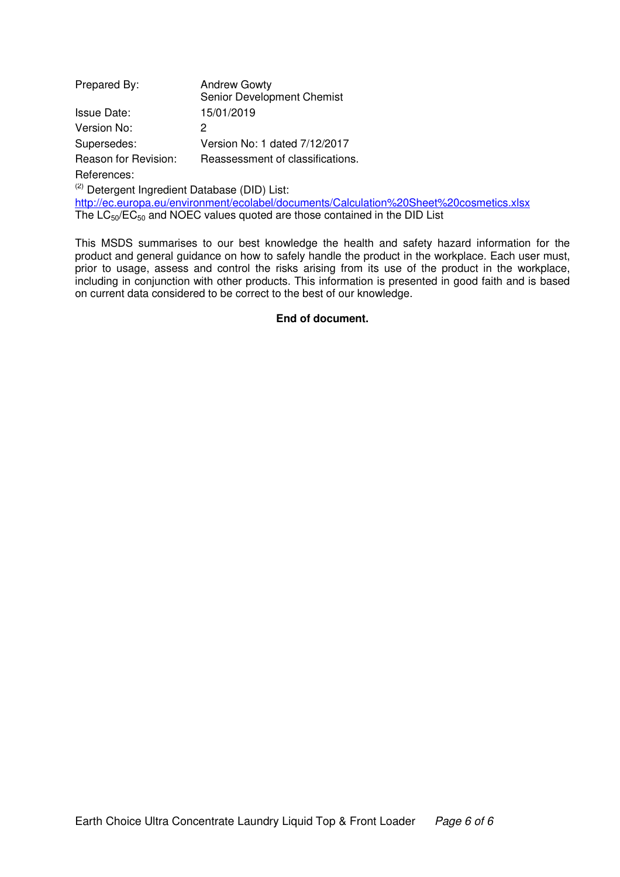| | |
|---|---|
| Prepared By: | Andrew Gowty<br>Senior Development Chemist |
| Issue Date: | 15/01/2019 |
| Version No: | 2 |
| Supersedes: | Version No: 1 dated 7/12/2017 |
| Reason for Revision: | Reassessment of classifications. |

References:

[2] Detergent Ingredient Database (DID) List:
http://ec.europa.eu/environment/ecolabel/documents/Calculation%20Sheet%20cosmetics.xlsx
The $LC_{50}$/$EC_{50}$ and NOEC values quoted are those contained in the DID List

This MSDS summarises to our best knowledge the health and safety hazard information for the product and general guidance on how to safely handle the product in the workplace. Each user must, prior to usage, assess and control the risks arising from its use of the product in the workplace, including in conjunction with other products. This information is presented in good faith and is based on current data considered to be correct to the best of our knowledge.

**End of document.**